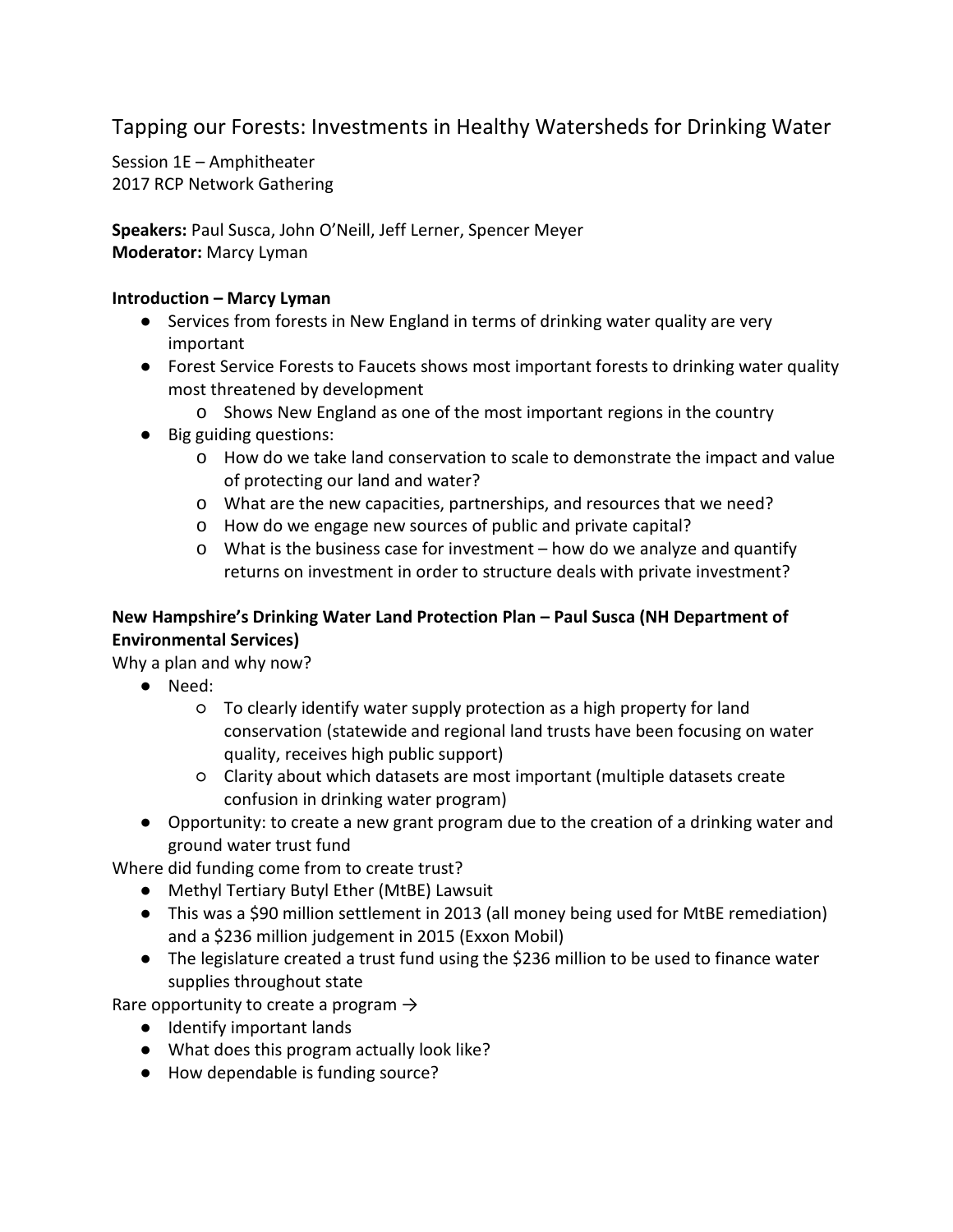# Tapping our Forests: Investments in Healthy Watersheds for Drinking Water

Session 1E – Amphitheater
2017 RCP Network Gathering

**Speakers:** Paul Susca, John O'Neill, Jeff Lerner, Spencer Meyer
**Moderator:** Marcy Lyman

**Introduction – Marcy Lyman**

- Services from forests in New England in terms of drinking water quality are very important
- Forest Service Forests to Faucets shows most important forests to drinking water quality most threatened by development
  - Shows New England as one of the most important regions in the country
- Big guiding questions:
  - How do we take land conservation to scale to demonstrate the impact and value of protecting our land and water?
  - What are the new capacities, partnerships, and resources that we need?
  - How do we engage new sources of public and private capital?
  - What is the business case for investment – how do we analyze and quantify returns on investment in order to structure deals with private investment?

**New Hampshire's Drinking Water Land Protection Plan – Paul Susca (NH Department of Environmental Services)**

Why a plan and why now?

- Need:
  - To clearly identify water supply protection as a high property for land conservation (statewide and regional land trusts have been focusing on water quality, receives high public support)
  - Clarity about which datasets are most important (multiple datasets create confusion in drinking water program)
- Opportunity: to create a new grant program due to the creation of a drinking water and ground water trust fund

Where did funding come from to create trust?

- Methyl Tertiary Butyl Ether (MtBE) Lawsuit
- This was a $90 million settlement in 2013 (all money being used for MtBE remediation) and a $236 million judgement in 2015 (Exxon Mobil)
- The legislature created a trust fund using the $236 million to be used to finance water supplies throughout state

Rare opportunity to create a program →

- Identify important lands
- What does this program actually look like?
- How dependable is funding source?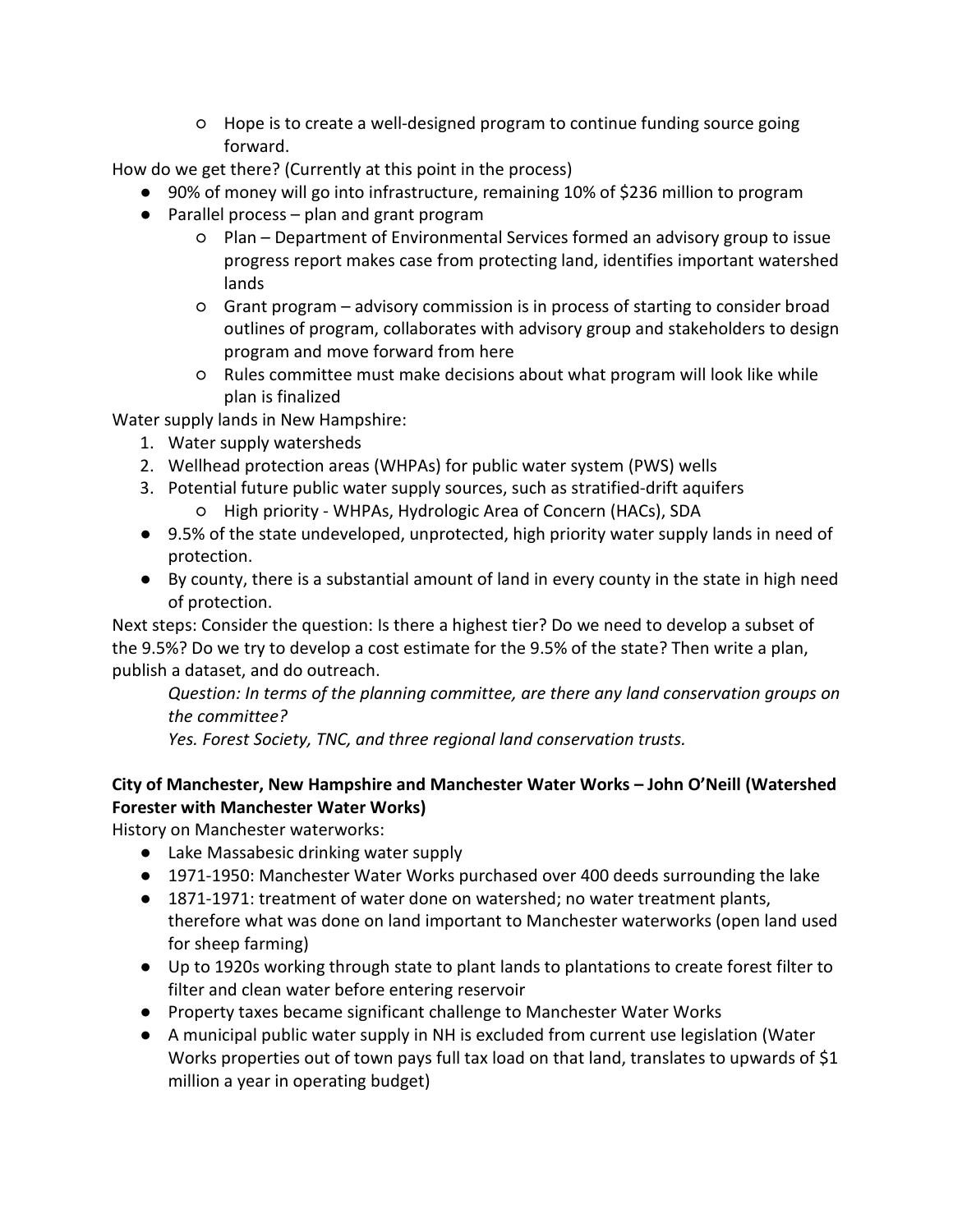- Hope is to create a well-designed program to continue funding source going forward.

How do we get there? (Currently at this point in the process)

- 90% of money will go into infrastructure, remaining 10% of $236 million to program
- Parallel process – plan and grant program
    - Plan – Department of Environmental Services formed an advisory group to issue progress report makes case from protecting land, identifies important watershed lands
    - Grant program – advisory commission is in process of starting to consider broad outlines of program, collaborates with advisory group and stakeholders to design program and move forward from here
    - Rules committee must make decisions about what program will look like while plan is finalized

Water supply lands in New Hampshire:

1. Water supply watersheds
2. Wellhead protection areas (WHPAs) for public water system (PWS) wells
3. Potential future public water supply sources, such as stratified-drift aquifers
    - High priority - WHPAs, Hydrologic Area of Concern (HACs), SDA

- 9.5% of the state undeveloped, unprotected, high priority water supply lands in need of protection.
- By county, there is a substantial amount of land in every county in the state in high need of protection.

Next steps: Consider the question: Is there a highest tier? Do we need to develop a subset of the 9.5%? Do we try to develop a cost estimate for the 9.5% of the state? Then write a plan, publish a dataset, and do outreach.

> *Question: In terms of the planning committee, are there any land conservation groups on the committee?*
>
> *Yes. Forest Society, TNC, and three regional land conservation trusts.*

**City of Manchester, New Hampshire and Manchester Water Works – John O'Neill (Watershed Forester with Manchester Water Works)**

History on Manchester waterworks:

- Lake Massabesic drinking water supply
- 1971-1950: Manchester Water Works purchased over 400 deeds surrounding the lake
- 1871-1971: treatment of water done on watershed; no water treatment plants, therefore what was done on land important to Manchester waterworks (open land used for sheep farming)
- Up to 1920s working through state to plant lands to plantations to create forest filter to filter and clean water before entering reservoir
- Property taxes became significant challenge to Manchester Water Works
- A municipal public water supply in NH is excluded from current use legislation (Water Works properties out of town pays full tax load on that land, translates to upwards of $1 million a year in operating budget)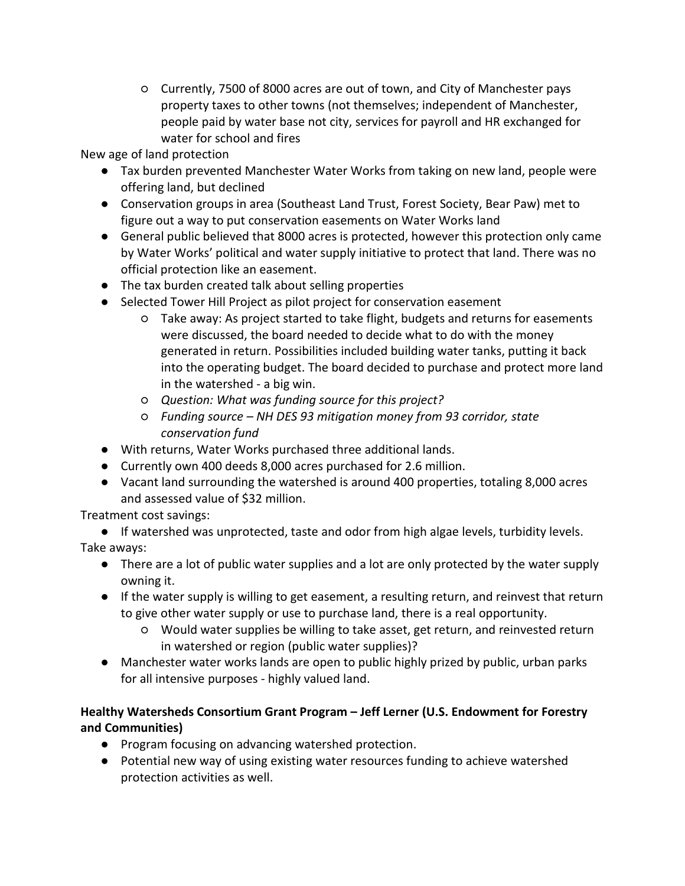- Currently, 7500 of 8000 acres are out of town, and City of Manchester pays property taxes to other towns (not themselves; independent of Manchester, people paid by water base not city, services for payroll and HR exchanged for water for school and fires

New age of land protection

- Tax burden prevented Manchester Water Works from taking on new land, people were offering land, but declined
- Conservation groups in area (Southeast Land Trust, Forest Society, Bear Paw) met to figure out a way to put conservation easements on Water Works land
- General public believed that 8000 acres is protected, however this protection only came by Water Works' political and water supply initiative to protect that land. There was no official protection like an easement.
- The tax burden created talk about selling properties
- Selected Tower Hill Project as pilot project for conservation easement
    - Take away: As project started to take flight, budgets and returns for easements were discussed, the board needed to decide what to do with the money generated in return. Possibilities included building water tanks, putting it back into the operating budget. The board decided to purchase and protect more land in the watershed - a big win.
    - *Question: What was funding source for this project?*
    - *Funding source – NH DES 93 mitigation money from 93 corridor, state conservation fund*
- With returns, Water Works purchased three additional lands.
- Currently own 400 deeds 8,000 acres purchased for 2.6 million.
- Vacant land surrounding the watershed is around 400 properties, totaling 8,000 acres and assessed value of $32 million.

Treatment cost savings:

- If watershed was unprotected, taste and odor from high algae levels, turbidity levels.

Take aways:

- There are a lot of public water supplies and a lot are only protected by the water supply owning it.
- If the water supply is willing to get easement, a resulting return, and reinvest that return to give other water supply or use to purchase land, there is a real opportunity.
    - Would water supplies be willing to take asset, get return, and reinvested return in watershed or region (public water supplies)?
- Manchester water works lands are open to public highly prized by public, urban parks for all intensive purposes - highly valued land.

**Healthy Watersheds Consortium Grant Program – Jeff Lerner (U.S. Endowment for Forestry and Communities)**

- Program focusing on advancing watershed protection.
- Potential new way of using existing water resources funding to achieve watershed protection activities as well.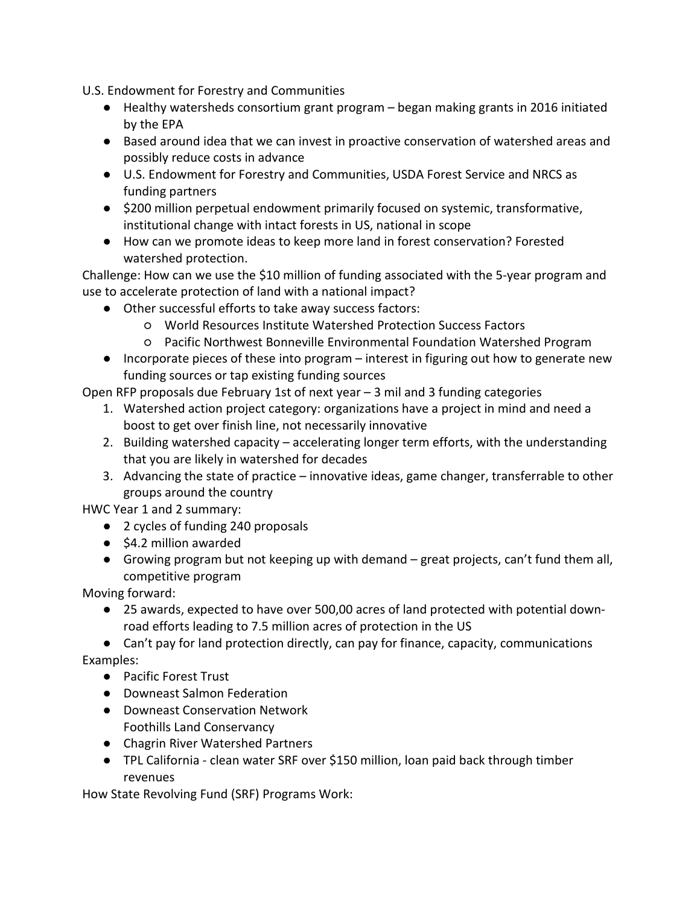U.S. Endowment for Forestry and Communities

- Healthy watersheds consortium grant program – began making grants in 2016 initiated by the EPA
- Based around idea that we can invest in proactive conservation of watershed areas and possibly reduce costs in advance
- U.S. Endowment for Forestry and Communities, USDA Forest Service and NRCS as funding partners
- $200 million perpetual endowment primarily focused on systemic, transformative, institutional change with intact forests in US, national in scope
- How can we promote ideas to keep more land in forest conservation? Forested watershed protection.

Challenge: How can we use the $10 million of funding associated with the 5-year program and use to accelerate protection of land with a national impact?

- Other successful efforts to take away success factors:
  - World Resources Institute Watershed Protection Success Factors
  - Pacific Northwest Bonneville Environmental Foundation Watershed Program
- Incorporate pieces of these into program – interest in figuring out how to generate new funding sources or tap existing funding sources

Open RFP proposals due February 1st of next year – 3 mil and 3 funding categories

1. Watershed action project category: organizations have a project in mind and need a boost to get over finish line, not necessarily innovative
2. Building watershed capacity – accelerating longer term efforts, with the understanding that you are likely in watershed for decades
3. Advancing the state of practice – innovative ideas, game changer, transferrable to other groups around the country

HWC Year 1 and 2 summary:

- 2 cycles of funding 240 proposals
- $4.2 million awarded
- Growing program but not keeping up with demand – great projects, can't fund them all, competitive program

Moving forward:

- 25 awards, expected to have over 500,00 acres of land protected with potential down-road efforts leading to 7.5 million acres of protection in the US
- Can't pay for land protection directly, can pay for finance, capacity, communications

Examples:

- Pacific Forest Trust
- Downeast Salmon Federation
- Downeast Conservation Network
  Foothills Land Conservancy
- Chagrin River Watershed Partners
- TPL California - clean water SRF over $150 million, loan paid back through timber revenues

How State Revolving Fund (SRF) Programs Work: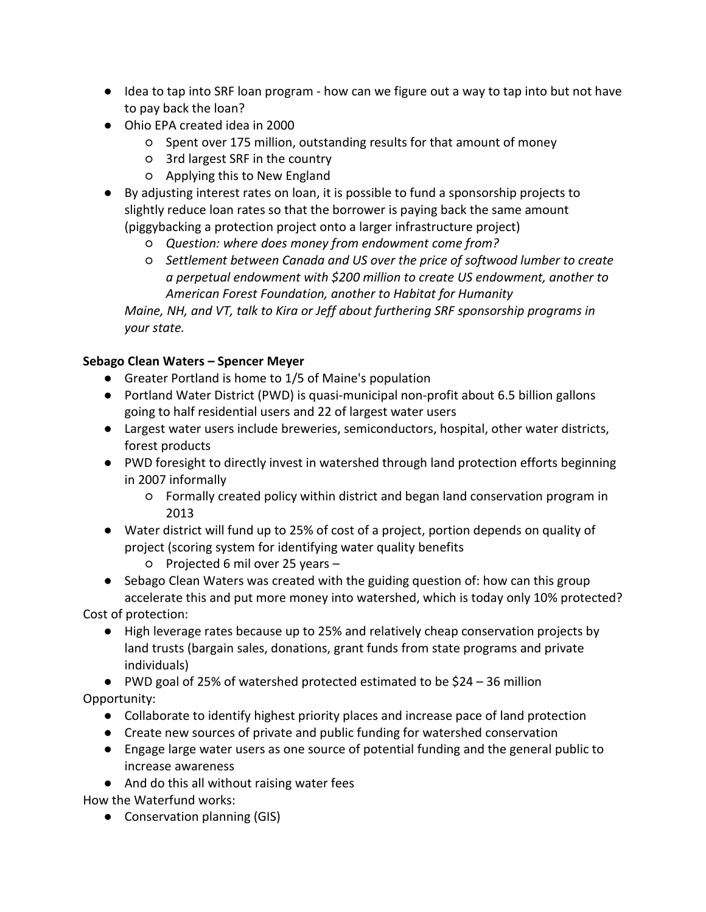- Idea to tap into SRF loan program - how can we figure out a way to tap into but not have to pay back the loan?
- Ohio EPA created idea in 2000
    - Spent over 175 million, outstanding results for that amount of money
    - 3rd largest SRF in the country
    - Applying this to New England
- By adjusting interest rates on loan, it is possible to fund a sponsorship projects to slightly reduce loan rates so that the borrower is paying back the same amount (piggybacking a protection project onto a larger infrastructure project)
    - *Question: where does money from endowment come from?*
    - *Settlement between Canada and US over the price of softwood lumber to create a perpetual endowment with $200 million to create US endowment, another to American Forest Foundation, another to Habitat for Humanity*

*Maine, NH, and VT, talk to Kira or Jeff about furthering SRF sponsorship programs in your state.*

**Sebago Clean Waters – Spencer Meyer**

- Greater Portland is home to 1/5 of Maine's population
- Portland Water District (PWD) is quasi-municipal non-profit about 6.5 billion gallons going to half residential users and 22 of largest water users
- Largest water users include breweries, semiconductors, hospital, other water districts, forest products
- PWD foresight to directly invest in watershed through land protection efforts beginning in 2007 informally
    - Formally created policy within district and began land conservation program in 2013
- Water district will fund up to 25% of cost of a project, portion depends on quality of project (scoring system for identifying water quality benefits
    - Projected 6 mil over 25 years –
- Sebago Clean Waters was created with the guiding question of: how can this group accelerate this and put more money into watershed, which is today only 10% protected?

Cost of protection:

- High leverage rates because up to 25% and relatively cheap conservation projects by land trusts (bargain sales, donations, grant funds from state programs and private individuals)
- PWD goal of 25% of watershed protected estimated to be $24 – 36 million

Opportunity:

- Collaborate to identify highest priority places and increase pace of land protection
- Create new sources of private and public funding for watershed conservation
- Engage large water users as one source of potential funding and the general public to increase awareness
- And do this all without raising water fees

How the Waterfund works:

- Conservation planning (GIS)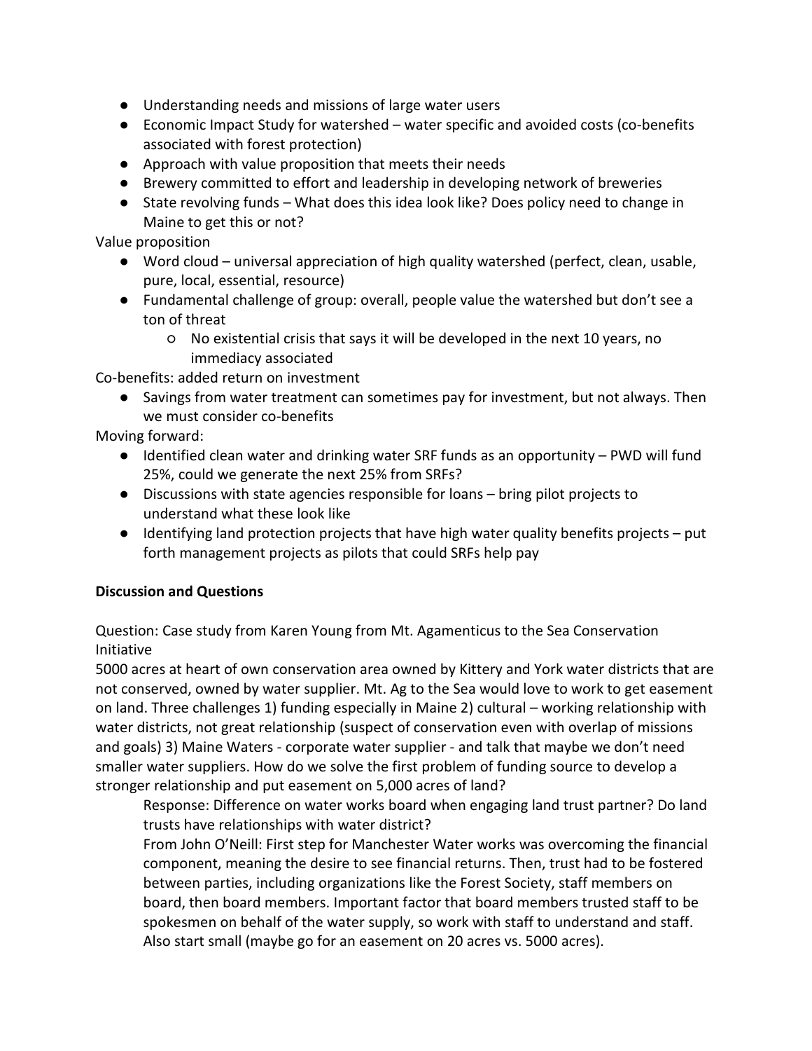- Understanding needs and missions of large water users
- Economic Impact Study for watershed – water specific and avoided costs (co-benefits associated with forest protection)
- Approach with value proposition that meets their needs
- Brewery committed to effort and leadership in developing network of breweries
- State revolving funds – What does this idea look like? Does policy need to change in Maine to get this or not?

Value proposition

- Word cloud – universal appreciation of high quality watershed (perfect, clean, usable, pure, local, essential, resource)
- Fundamental challenge of group: overall, people value the watershed but don't see a ton of threat
    - No existential crisis that says it will be developed in the next 10 years, no immediacy associated

Co-benefits: added return on investment

- Savings from water treatment can sometimes pay for investment, but not always. Then we must consider co-benefits

Moving forward:

- Identified clean water and drinking water SRF funds as an opportunity – PWD will fund 25%, could we generate the next 25% from SRFs?
- Discussions with state agencies responsible for loans – bring pilot projects to understand what these look like
- Identifying land protection projects that have high water quality benefits projects – put forth management projects as pilots that could SRFs help pay

**Discussion and Questions**

Question: Case study from Karen Young from Mt. Agamenticus to the Sea Conservation Initiative

5000 acres at heart of own conservation area owned by Kittery and York water districts that are not conserved, owned by water supplier. Mt. Ag to the Sea would love to work to get easement on land. Three challenges 1) funding especially in Maine 2) cultural – working relationship with water districts, not great relationship (suspect of conservation even with overlap of missions and goals) 3) Maine Waters - corporate water supplier - and talk that maybe we don't need smaller water suppliers. How do we solve the first problem of funding source to develop a stronger relationship and put easement on 5,000 acres of land?

> Response: Difference on water works board when engaging land trust partner? Do land trusts have relationships with water district?
>
> From John O'Neill: First step for Manchester Water works was overcoming the financial component, meaning the desire to see financial returns. Then, trust had to be fostered between parties, including organizations like the Forest Society, staff members on board, then board members. Important factor that board members trusted staff to be spokesmen on behalf of the water supply, so work with staff to understand and staff. Also start small (maybe go for an easement on 20 acres vs. 5000 acres).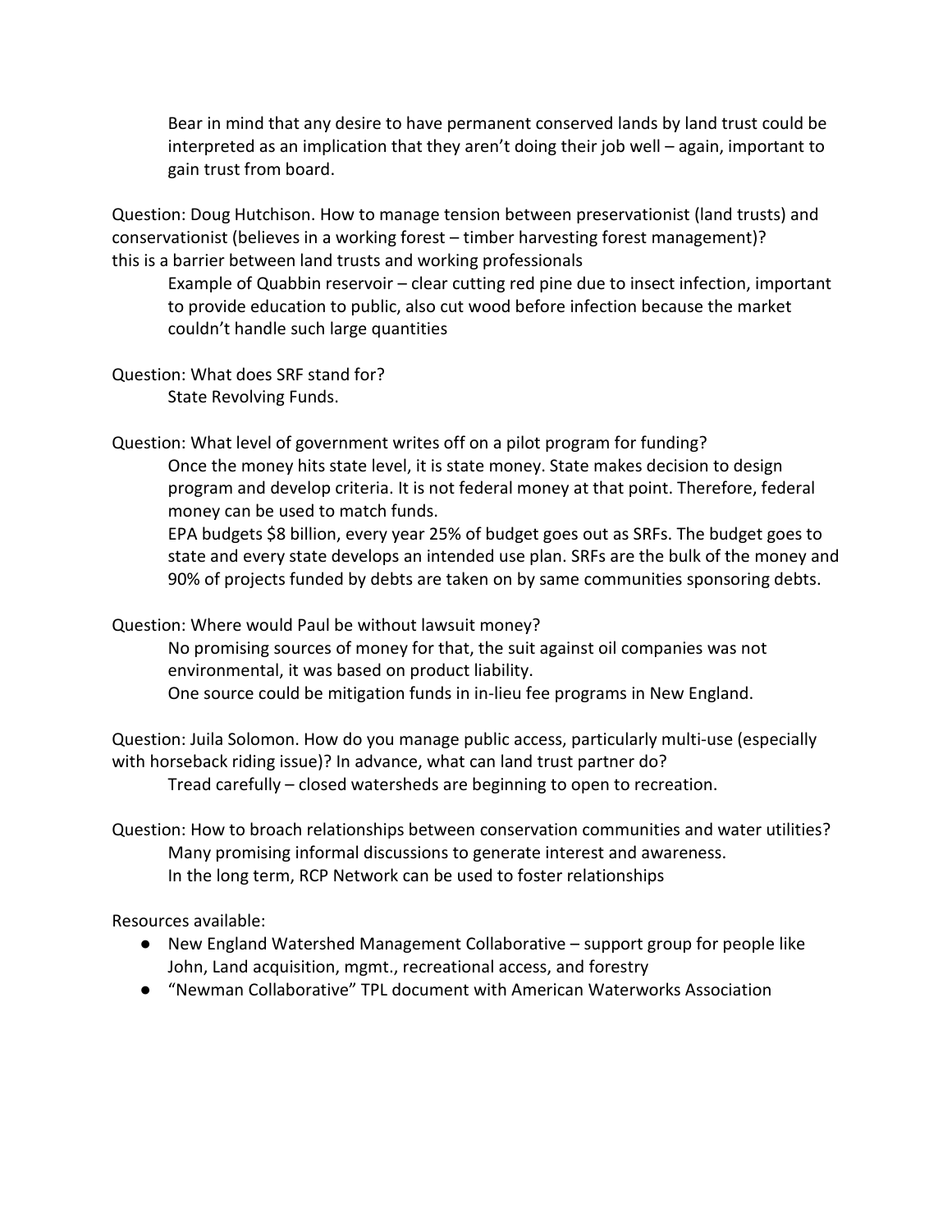Bear in mind that any desire to have permanent conserved lands by land trust could be interpreted as an implication that they aren't doing their job well – again, important to gain trust from board.

Question: Doug Hutchison. How to manage tension between preservationist (land trusts) and conservationist (believes in a working forest – timber harvesting forest management)? this is a barrier between land trusts and working professionals

Example of Quabbin reservoir – clear cutting red pine due to insect infection, important to provide education to public, also cut wood before infection because the market couldn't handle such large quantities

Question: What does SRF stand for?

State Revolving Funds.

Question: What level of government writes off on a pilot program for funding?

Once the money hits state level, it is state money. State makes decision to design program and develop criteria. It is not federal money at that point. Therefore, federal money can be used to match funds.

EPA budgets $8 billion, every year 25% of budget goes out as SRFs. The budget goes to state and every state develops an intended use plan. SRFs are the bulk of the money and 90% of projects funded by debts are taken on by same communities sponsoring debts.

Question: Where would Paul be without lawsuit money?

No promising sources of money for that, the suit against oil companies was not environmental, it was based on product liability.

One source could be mitigation funds in in-lieu fee programs in New England.

Question: Juila Solomon. How do you manage public access, particularly multi-use (especially with horseback riding issue)? In advance, what can land trust partner do?

Tread carefully – closed watersheds are beginning to open to recreation.

Question: How to broach relationships between conservation communities and water utilities?

Many promising informal discussions to generate interest and awareness.

In the long term, RCP Network can be used to foster relationships

Resources available:

- New England Watershed Management Collaborative – support group for people like John, Land acquisition, mgmt., recreational access, and forestry
- "Newman Collaborative" TPL document with American Waterworks Association